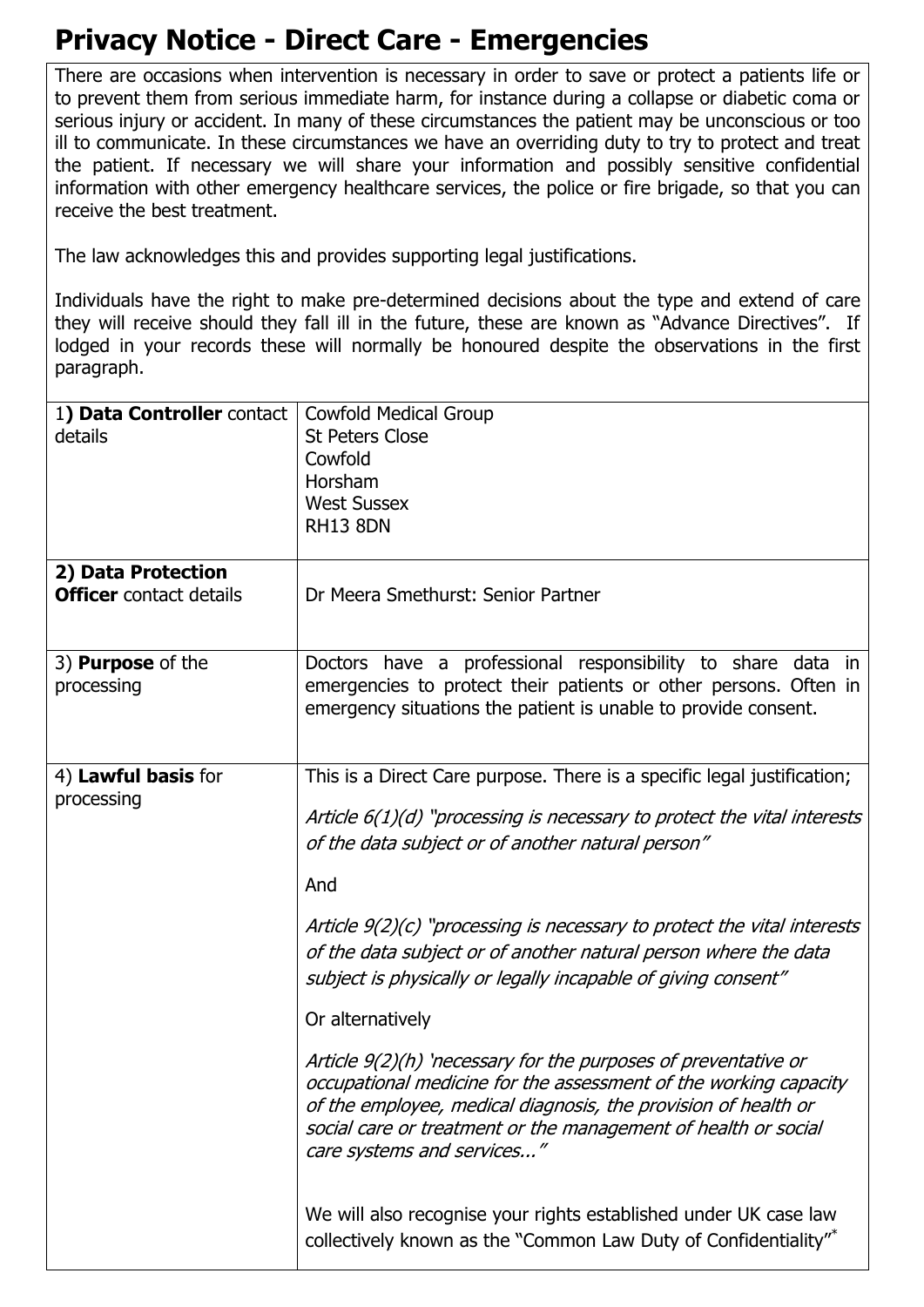# Privacy Notice - Direct Care - Emergencies

There are occasions when intervention is necessary in order to save or protect a patients life or to prevent them from serious immediate harm, for instance during a collapse or diabetic coma or serious injury or accident. In many of these circumstances the patient may be unconscious or too ill to communicate. In these circumstances we have an overriding duty to try to protect and treat the patient. If necessary we will share your information and possibly sensitive confidential information with other emergency healthcare services, the police or fire brigade, so that you can receive the best treatment.

The law acknowledges this and provides supporting legal justifications.

Individuals have the right to make pre-determined decisions about the type and extend of care they will receive should they fall ill in the future, these are known as "Advance Directives". If lodged in your records these will normally be honoured despite the observations in the first paragraph.

| | |
|---|---|
| 1**) Data Controller** contact details | Cowfold Medical Group<br>St Peters Close<br>Cowfold<br>Horsham<br>West Sussex<br>RH13 8DN |
| **2) Data Protection Officer** contact details | Dr Meera Smethurst: Senior Partner |
| 3) **Purpose** of the processing | Doctors have a professional responsibility to share data in emergencies to protect their patients or other persons. Often in emergency situations the patient is unable to provide consent. |
| 4) **Lawful basis** for processing | This is a Direct Care purpose. There is a specific legal justification;<br><br>*Article 6(1)(d) "processing is necessary to protect the vital interests of the data subject or of another natural person"*<br><br>And<br><br>*Article 9(2)(c) "processing is necessary to protect the vital interests of the data subject or of another natural person where the data subject is physically or legally incapable of giving consent"*<br><br>Or alternatively<br><br>*Article 9(2)(h) 'necessary for the purposes of preventative or occupational medicine for the assessment of the working capacity of the employee, medical diagnosis, the provision of health or social care or treatment or the management of health or social care systems and services..."*<br><br>We will also recognise your rights established under UK case law collectively known as the "Common Law Duty of Confidentiality"* |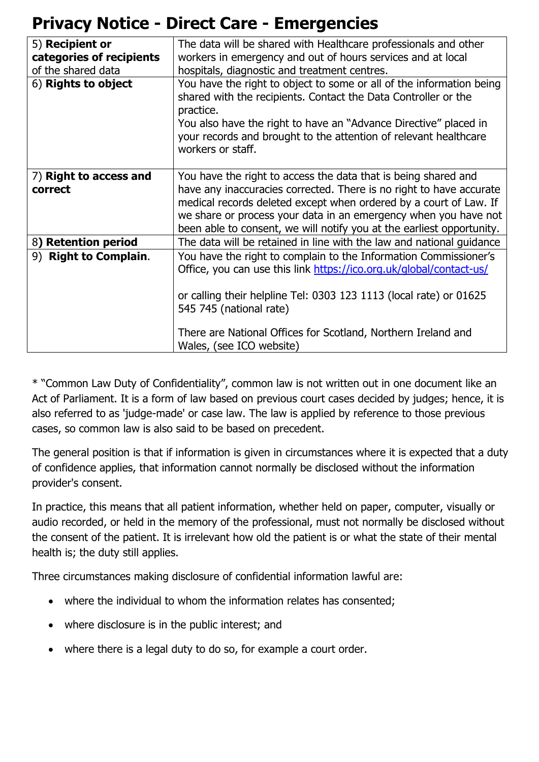# Privacy Notice - Direct Care - Emergencies

| | |
|---|---|
| 5) **Recipient or categories of recipients** of the shared data | The data will be shared with Healthcare professionals and other workers in emergency and out of hours services and at local hospitals, diagnostic and treatment centres. |
| 6) **Rights to object** | You have the right to object to some or all of the information being shared with the recipients. Contact the Data Controller or the practice.<br>You also have the right to have an "Advance Directive" placed in your records and brought to the attention of relevant healthcare workers or staff. |
| 7) **Right to access and correct** | You have the right to access the data that is being shared and have any inaccuracies corrected. There is no right to have accurate medical records deleted except when ordered by a court of Law. If we share or process your data in an emergency when you have not been able to consent, we will notify you at the earliest opportunity. |
| 8**) Retention period** | The data will be retained in line with the law and national guidance |
| 9) **Right to Complain**. | You have the right to complain to the Information Commissioner's Office, you can use this link https://ico.org.uk/global/contact-us/<br><br>or calling their helpline Tel: 0303 123 1113 (local rate) or 01625 545 745 (national rate)<br><br>There are National Offices for Scotland, Northern Ireland and Wales, (see ICO website) |

* "Common Law Duty of Confidentiality", common law is not written out in one document like an Act of Parliament. It is a form of law based on previous court cases decided by judges; hence, it is also referred to as 'judge-made' or case law. The law is applied by reference to those previous cases, so common law is also said to be based on precedent.

The general position is that if information is given in circumstances where it is expected that a duty of confidence applies, that information cannot normally be disclosed without the information provider's consent.

In practice, this means that all patient information, whether held on paper, computer, visually or audio recorded, or held in the memory of the professional, must not normally be disclosed without the consent of the patient. It is irrelevant how old the patient is or what the state of their mental health is; the duty still applies.

Three circumstances making disclosure of confidential information lawful are:

- where the individual to whom the information relates has consented;
- where disclosure is in the public interest; and
- where there is a legal duty to do so, for example a court order.